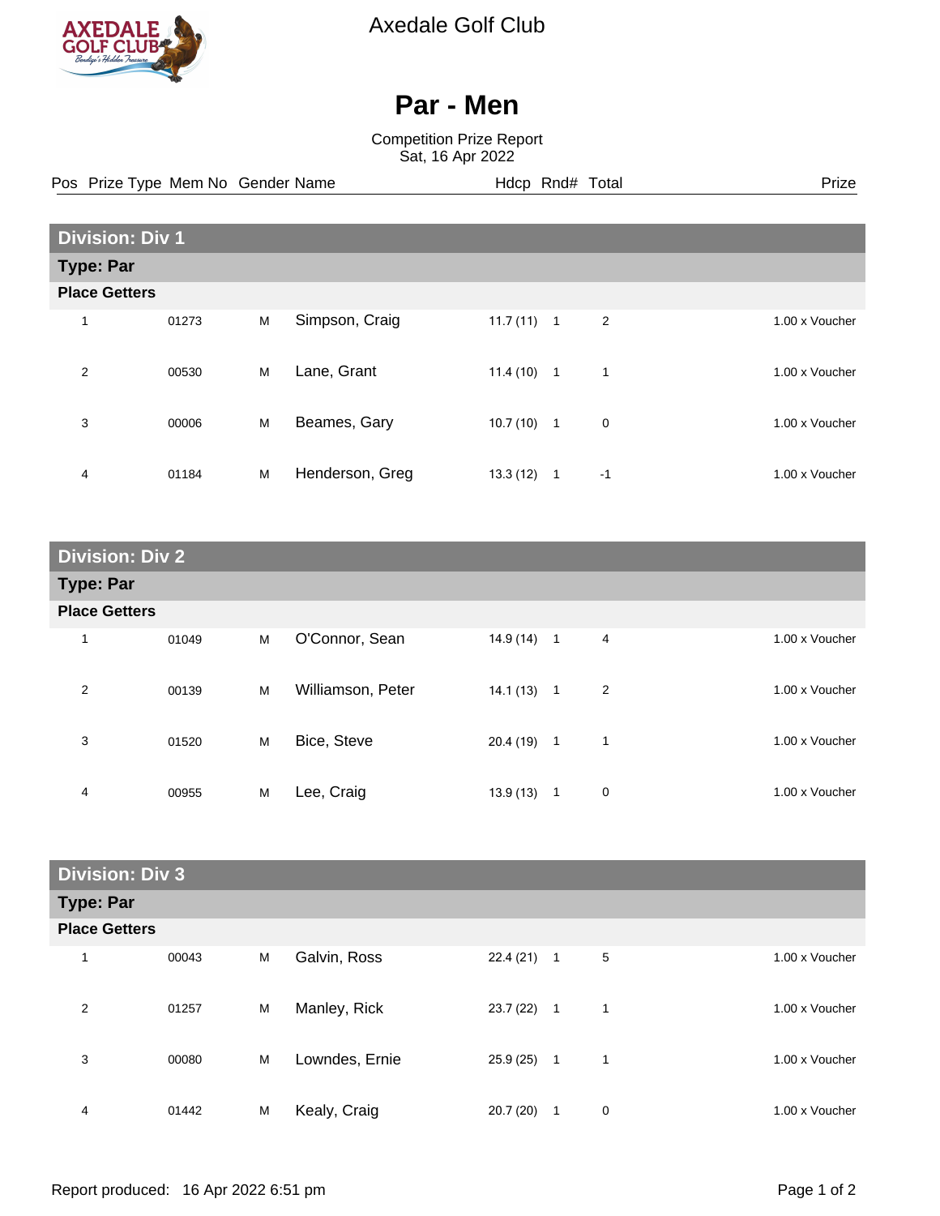Axedale Golf Club

# Par - Men

Competition Prize Report
Sat, 16 Apr 2022

## Division: Div 1

### Type: Par

**Place Getters**

| Pos | Prize Type | Mem No | Gender | Name | Hdcp | Rnd# | Total | Prize |
|---|---|---|---|---|---|---|---|---|
| 1 | | 01273 | M | Simpson, Craig | 11.7 (11) | 1 | 2 | 1.00 x Voucher |
| 2 | | 00530 | M | Lane, Grant | 11.4 (10) | 1 | 1 | 1.00 x Voucher |
| 3 | | 00006 | M | Beames, Gary | 10.7 (10) | 1 | 0 | 1.00 x Voucher |
| 4 | | 01184 | M | Henderson, Greg | 13.3 (12) | 1 | -1 | 1.00 x Voucher |

## Division: Div 2

### Type: Par

**Place Getters**

| Pos | Prize Type | Mem No | Gender | Name | Hdcp | Rnd# | Total | Prize |
|---|---|---|---|---|---|---|---|---|
| 1 | | 01049 | M | O'Connor, Sean | 14.9 (14) | 1 | 4 | 1.00 x Voucher |
| 2 | | 00139 | M | Williamson, Peter | 14.1 (13) | 1 | 2 | 1.00 x Voucher |
| 3 | | 01520 | M | Bice, Steve | 20.4 (19) | 1 | 1 | 1.00 x Voucher |
| 4 | | 00955 | M | Lee, Craig | 13.9 (13) | 1 | 0 | 1.00 x Voucher |

## Division: Div 3

### Type: Par

**Place Getters**

| Pos | Prize Type | Mem No | Gender | Name | Hdcp | Rnd# | Total | Prize |
|---|---|---|---|---|---|---|---|---|
| 1 | | 00043 | M | Galvin, Ross | 22.4 (21) | 1 | 5 | 1.00 x Voucher |
| 2 | | 01257 | M | Manley, Rick | 23.7 (22) | 1 | 1 | 1.00 x Voucher |
| 3 | | 00080 | M | Lowndes, Ernie | 25.9 (25) | 1 | 1 | 1.00 x Voucher |
| 4 | | 01442 | M | Kealy, Craig | 20.7 (20) | 1 | 0 | 1.00 x Voucher |

Report produced: 16 Apr 2022 6:51 pm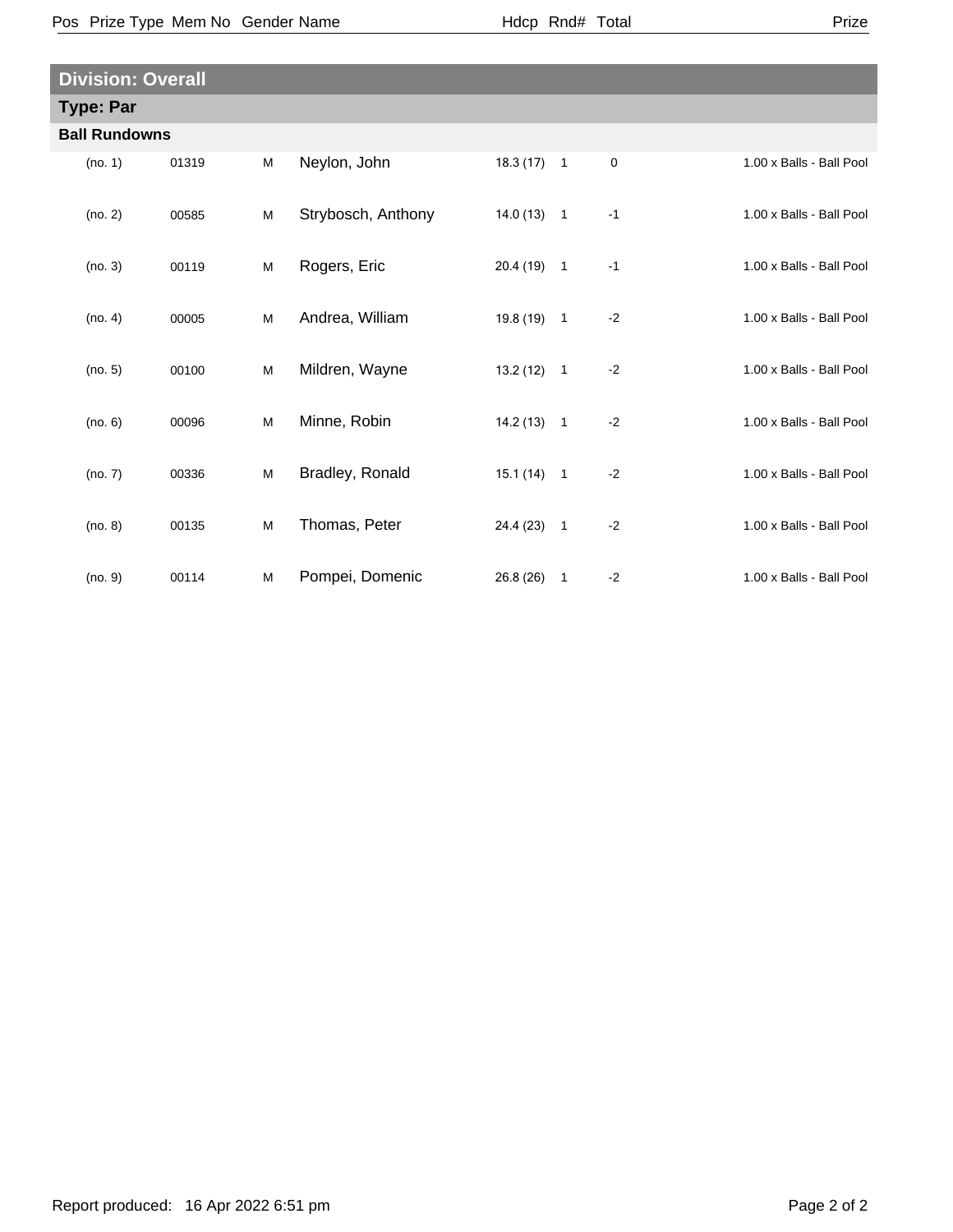| Pos | Prize Type | Mem No | Gender | Name | Hdcp | Rnd# | Total | Prize |
|---|---|---|---|---|---|---|---|---|

## Division: Overall

### Type: Par

#### Ball Rundowns

| Pos | Prize Type | Mem No | Gender | Name | Hdcp | Rnd# | Total | Prize |
|---|---|---|---|---|---|---|---|---|
| (no. 1) | | 01319 | M | Neylon, John | 18.3 (17) | 1 | 0 | 1.00 x Balls - Ball Pool |
| (no. 2) | | 00585 | M | Strybosch, Anthony | 14.0 (13) | 1 | -1 | 1.00 x Balls - Ball Pool |
| (no. 3) | | 00119 | M | Rogers, Eric | 20.4 (19) | 1 | -1 | 1.00 x Balls - Ball Pool |
| (no. 4) | | 00005 | M | Andrea, William | 19.8 (19) | 1 | -2 | 1.00 x Balls - Ball Pool |
| (no. 5) | | 00100 | M | Mildren, Wayne | 13.2 (12) | 1 | -2 | 1.00 x Balls - Ball Pool |
| (no. 6) | | 00096 | M | Minne, Robin | 14.2 (13) | 1 | -2 | 1.00 x Balls - Ball Pool |
| (no. 7) | | 00336 | M | Bradley, Ronald | 15.1 (14) | 1 | -2 | 1.00 x Balls - Ball Pool |
| (no. 8) | | 00135 | M | Thomas, Peter | 24.4 (23) | 1 | -2 | 1.00 x Balls - Ball Pool |
| (no. 9) | | 00114 | M | Pompei, Domenic | 26.8 (26) | 1 | -2 | 1.00 x Balls - Ball Pool |

Report produced: 16 Apr 2022 6:51 pm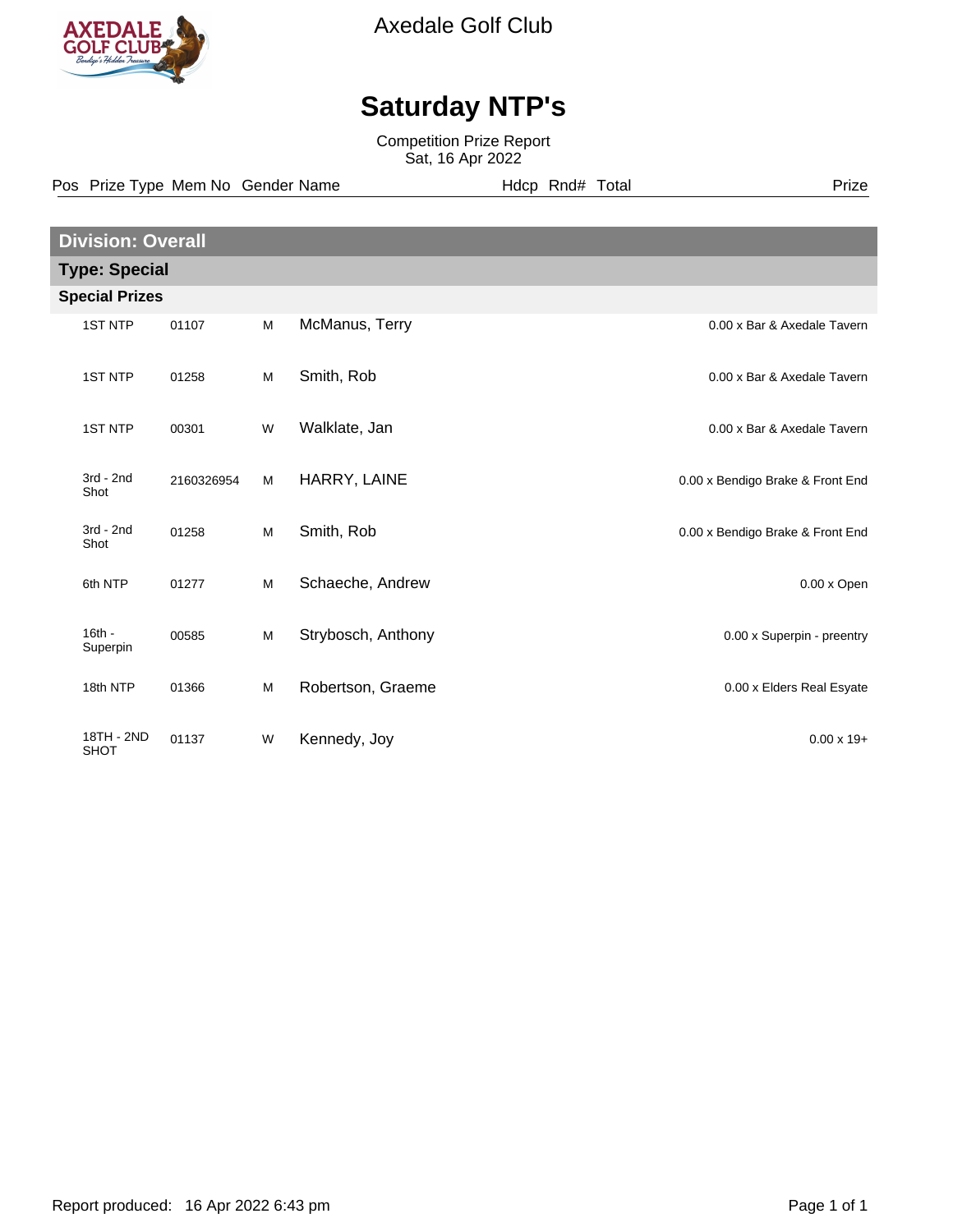Axedale Golf Club

# Saturday NTP's

Competition Prize Report
Sat, 16 Apr 2022

## Division: Overall

### Type: Special

#### Special Prizes

| Pos | Prize Type | Mem No | Gender | Name | Hdcp | Rnd# | Total | Prize |
|---|---|---|---|---|---|---|---|---|
| | 1ST NTP | 01107 | M | McManus, Terry | | | | 0.00 x Bar & Axedale Tavern |
| | 1ST NTP | 01258 | M | Smith, Rob | | | | 0.00 x Bar & Axedale Tavern |
| | 1ST NTP | 00301 | W | Walklate, Jan | | | | 0.00 x Bar & Axedale Tavern |
| | 3rd - 2nd Shot | 2160326954 | M | HARRY, LAINE | | | | 0.00 x Bendigo Brake & Front End |
| | 3rd - 2nd Shot | 01258 | M | Smith, Rob | | | | 0.00 x Bendigo Brake & Front End |
| | 6th NTP | 01277 | M | Schaeche, Andrew | | | | 0.00 x Open |
| | 16th - Superpin | 00585 | M | Strybosch, Anthony | | | | 0.00 x Superpin - preentry |
| | 18th NTP | 01366 | M | Robertson, Graeme | | | | 0.00 x Elders Real Esyate |
| | 18TH - 2ND SHOT | 01137 | W | Kennedy, Joy | | | | 0.00 x 19+ |

Report produced: 16 Apr 2022 6:43 pm